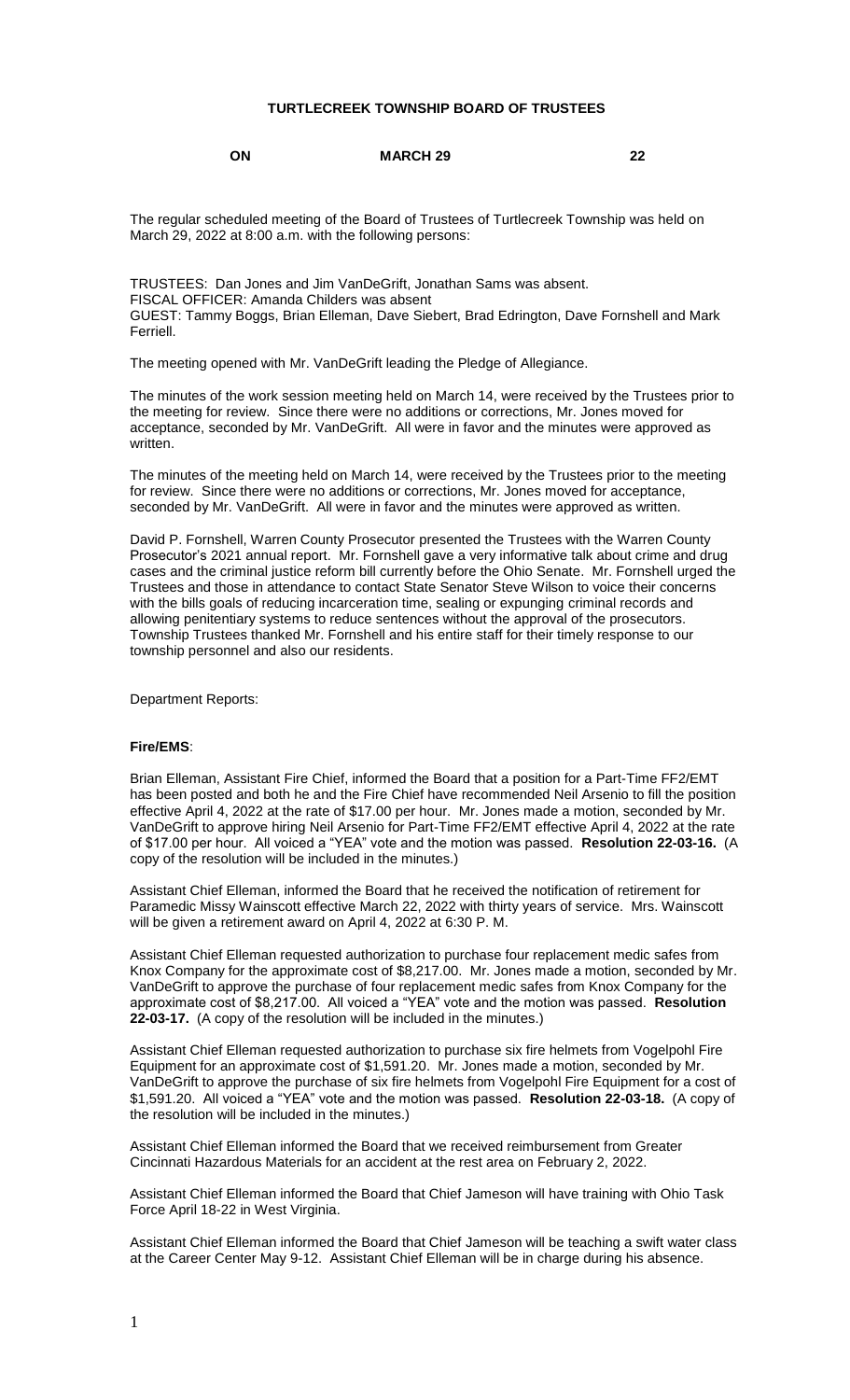# TURTLECREEK TOWNSHIP BOARD OF TRUSTEES

**ON** **MARCH 29** **22**

The regular scheduled meeting of the Board of Trustees of Turtlecreek Township was held on March 29, 2022 at 8:00 a.m. with the following persons:

TRUSTEES: Dan Jones and Jim VanDeGrift, Jonathan Sams was absent.
FISCAL OFFICER: Amanda Childers was absent
GUEST: Tammy Boggs, Brian Elleman, Dave Siebert, Brad Edrington, Dave Fornshell and Mark Ferriell.

The meeting opened with Mr. VanDeGrift leading the Pledge of Allegiance.

The minutes of the work session meeting held on March 14, were received by the Trustees prior to the meeting for review. Since there were no additions or corrections, Mr. Jones moved for acceptance, seconded by Mr. VanDeGrift. All were in favor and the minutes were approved as written.

The minutes of the meeting held on March 14, were received by the Trustees prior to the meeting for review. Since there were no additions or corrections, Mr. Jones moved for acceptance, seconded by Mr. VanDeGrift. All were in favor and the minutes were approved as written.

David P. Fornshell, Warren County Prosecutor presented the Trustees with the Warren County Prosecutor's 2021 annual report. Mr. Fornshell gave a very informative talk about crime and drug cases and the criminal justice reform bill currently before the Ohio Senate. Mr. Fornshell urged the Trustees and those in attendance to contact State Senator Steve Wilson to voice their concerns with the bills goals of reducing incarceration time, sealing or expunging criminal records and allowing penitentiary systems to reduce sentences without the approval of the prosecutors. Township Trustees thanked Mr. Fornshell and his entire staff for their timely response to our township personnel and also our residents.

Department Reports:

**Fire/EMS**:

Brian Elleman, Assistant Fire Chief, informed the Board that a position for a Part-Time FF2/EMT has been posted and both he and the Fire Chief have recommended Neil Arsenio to fill the position effective April 4, 2022 at the rate of $17.00 per hour. Mr. Jones made a motion, seconded by Mr. VanDeGrift to approve hiring Neil Arsenio for Part-Time FF2/EMT effective April 4, 2022 at the rate of $17.00 per hour. All voiced a "YEA" vote and the motion was passed. **Resolution 22-03-16.** (A copy of the resolution will be included in the minutes.)

Assistant Chief Elleman, informed the Board that he received the notification of retirement for Paramedic Missy Wainscott effective March 22, 2022 with thirty years of service. Mrs. Wainscott will be given a retirement award on April 4, 2022 at 6:30 P. M.

Assistant Chief Elleman requested authorization to purchase four replacement medic safes from Knox Company for the approximate cost of $8,217.00. Mr. Jones made a motion, seconded by Mr. VanDeGrift to approve the purchase of four replacement medic safes from Knox Company for the approximate cost of $8,217.00. All voiced a "YEA" vote and the motion was passed. **Resolution 22-03-17.** (A copy of the resolution will be included in the minutes.)

Assistant Chief Elleman requested authorization to purchase six fire helmets from Vogelpohl Fire Equipment for an approximate cost of $1,591.20. Mr. Jones made a motion, seconded by Mr. VanDeGrift to approve the purchase of six fire helmets from Vogelpohl Fire Equipment for a cost of $1,591.20. All voiced a "YEA" vote and the motion was passed. **Resolution 22-03-18.** (A copy of the resolution will be included in the minutes.)

Assistant Chief Elleman informed the Board that we received reimbursement from Greater Cincinnati Hazardous Materials for an accident at the rest area on February 2, 2022.

Assistant Chief Elleman informed the Board that Chief Jameson will have training with Ohio Task Force April 18-22 in West Virginia.

Assistant Chief Elleman informed the Board that Chief Jameson will be teaching a swift water class at the Career Center May 9-12. Assistant Chief Elleman will be in charge during his absence.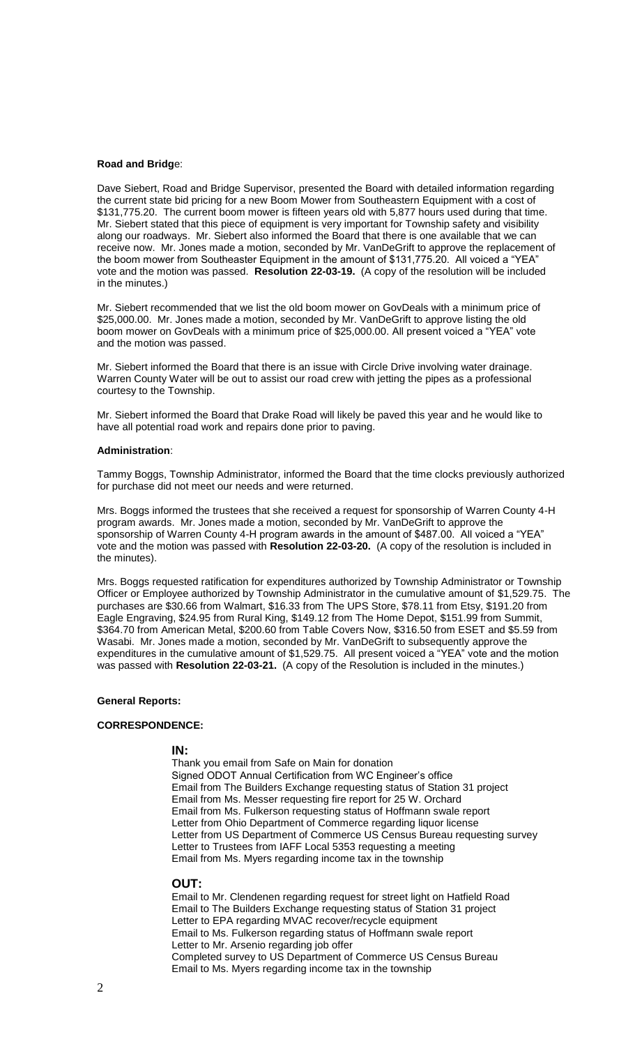**Road and Bridge**:

Dave Siebert, Road and Bridge Supervisor, presented the Board with detailed information regarding the current state bid pricing for a new Boom Mower from Southeastern Equipment with a cost of $131,775.20. The current boom mower is fifteen years old with 5,877 hours used during that time. Mr. Siebert stated that this piece of equipment is very important for Township safety and visibility along our roadways. Mr. Siebert also informed the Board that there is one available that we can receive now. Mr. Jones made a motion, seconded by Mr. VanDeGrift to approve the replacement of the boom mower from Southeaster Equipment in the amount of $131,775.20. All voiced a "YEA" vote and the motion was passed. **Resolution 22-03-19.** (A copy of the resolution will be included in the minutes.)

Mr. Siebert recommended that we list the old boom mower on GovDeals with a minimum price of $25,000.00. Mr. Jones made a motion, seconded by Mr. VanDeGrift to approve listing the old boom mower on GovDeals with a minimum price of $25,000.00. All present voiced a "YEA" vote and the motion was passed.

Mr. Siebert informed the Board that there is an issue with Circle Drive involving water drainage. Warren County Water will be out to assist our road crew with jetting the pipes as a professional courtesy to the Township.

Mr. Siebert informed the Board that Drake Road will likely be paved this year and he would like to have all potential road work and repairs done prior to paving.

**Administration**:

Tammy Boggs, Township Administrator, informed the Board that the time clocks previously authorized for purchase did not meet our needs and were returned.

Mrs. Boggs informed the trustees that she received a request for sponsorship of Warren County 4-H program awards. Mr. Jones made a motion, seconded by Mr. VanDeGrift to approve the sponsorship of Warren County 4-H program awards in the amount of $487.00. All voiced a "YEA" vote and the motion was passed with **Resolution 22-03-20.** (A copy of the resolution is included in the minutes).

Mrs. Boggs requested ratification for expenditures authorized by Township Administrator or Township Officer or Employee authorized by Township Administrator in the cumulative amount of $1,529.75. The purchases are $30.66 from Walmart, $16.33 from The UPS Store, $78.11 from Etsy, $191.20 from Eagle Engraving, $24.95 from Rural King, $149.12 from The Home Depot, $151.99 from Summit, $364.70 from American Metal, $200.60 from Table Covers Now, $316.50 from ESET and $5.59 from Wasabi. Mr. Jones made a motion, seconded by Mr. VanDeGrift to subsequently approve the expenditures in the cumulative amount of $1,529.75. All present voiced a "YEA" vote and the motion was passed with **Resolution 22-03-21.** (A copy of the Resolution is included in the minutes.)

**General Reports:**

**CORRESPONDENCE:**

**IN:**

Thank you email from Safe on Main for donation
Signed ODOT Annual Certification from WC Engineer's office
Email from The Builders Exchange requesting status of Station 31 project
Email from Ms. Messer requesting fire report for 25 W. Orchard
Email from Ms. Fulkerson requesting status of Hoffmann swale report
Letter from Ohio Department of Commerce regarding liquor license
Letter from US Department of Commerce US Census Bureau requesting survey
Letter to Trustees from IAFF Local 5353 requesting a meeting
Email from Ms. Myers regarding income tax in the township

**OUT:**

Email to Mr. Clendenen regarding request for street light on Hatfield Road
Email to The Builders Exchange requesting status of Station 31 project
Letter to EPA regarding MVAC recover/recycle equipment
Email to Ms. Fulkerson regarding status of Hoffmann swale report
Letter to Mr. Arsenio regarding job offer
Completed survey to US Department of Commerce US Census Bureau
Email to Ms. Myers regarding income tax in the township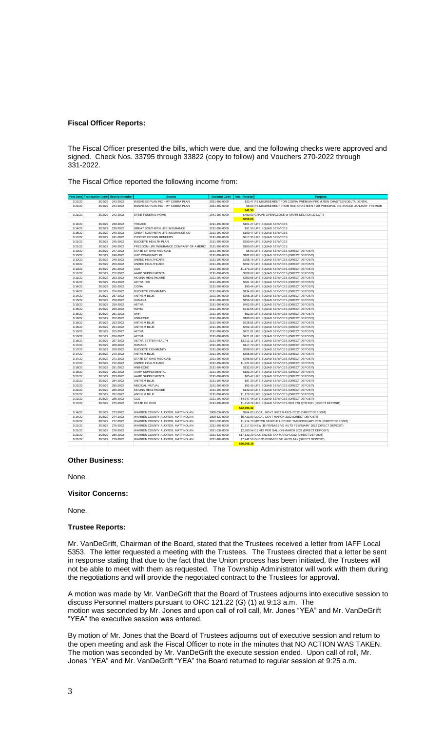**Fiscal Officer Reports:**

The Fiscal Officer presented the bills, which were due, and the following checks were approved and signed. Check Nos. 33795 through 33822 (copy to follow) and Vouchers 270-2022 through 331-2022.

The Fiscal Office reported the following income from:

| Post Date | Transaction Date | Receipt Number | Source | Account Code | Total Receipt | Purpose |
|---|---|---|---|---|---|---|
| 3/21/22 | 3/22/22 | 243-2022 | BUSINESS PLAN INC - MY COBRA PLAN | 2031-892-0000 | $33.47 | REIMBURSEMENT FOR COBRA PREMIUM FROM RON CHASTEEN DELTA DENTAL |
| 3/21/22 | 3/22/22 | 244-2022 | BUSINESS PLAN INC - MY COBRA PLAN | 2031-892-0000 | $8.83 | REIMBURSEMENT FROM RON CHASTEEN FOR PRINCIPAL INSURANCE JANUARY PREMIUM |
| | | | | | $42.30 | |
| 3/21/22 | 3/22/22 | 242-2022 | STINE FUNERAL HOME | 2041-302-0000 | $450.00 | GRAVE OPEN/CLOSE W MARR SECTION 32 LOT 8 |
| | | | | | $450.00 | |
| 3/14/22 | 3/22/22 | 238-2022 | TRICARE | 2191-299-0000 | $101.27 | LIFE SQUAD SERVICES |
| 3/14/22 | 3/22/22 | 239-2022 | GREAT SOUTHERN LIFE INSURANCE | 2191-299-0000 | $91.56 | LIFE SQUAD SERVICES |
| 3/15/22 | 3/22/22 | 240-2022 | GREAT SOUTHERN LIFE INSURANCE CO | 2191-299-0000 | $100.47 | LIFE SQUAD SERVICES |
| 3/17/22 | 3/22/22 | 241-2022 | CUSTOM DESIGN BENEFITS | 2191-299-0000 | $417.35 | LIFE SQUAD SERVICES |
| 3/21/22 | 3/22/22 | 245-2022 | BUCKEYE HEALTH PLAN | 2191-299-0000 | $350.64 | LIFE SQUAD SERVICES |
| 3/21/22 | 3/22/22 | 246-2022 | FREEDOM LIFE INSURANCE COMPANY OF AMERIC | 2191-299-0000 | $100.00 | LIFE SQUAD SERVICES |
| 3/10/22 | 3/25/22 | 247-2022 | STATE OF OHIO MEDICAID | 2191-299-0000 | $5.60 | LIFE SQUAD SERVICES (DIRECT DEPOSIT) |
| 3/10/22 | 3/25/22 | 248-2022 | UHC COMMUNITY PL | 2191-299-0000 | $182.00 | LIFE SQUAD SERVICES (DIRECT DEPOSIT) |
| 3/10/22 | 3/25/22 | 249-2022 | UNITED HEALTHCARE | 2191-299-0000 | $258.76 | LIFE SQUAD SERVICES (DIRECT DEPOSIT) |
| 3/10/22 | 3/25/22 | 250-2022 | UNITED HEALTHCARE | 2191-299-0000 | $662.72 | LIFE SQUAD SERVICES (DIRECT DEPOSIT) |
| 3/10/22 | 3/25/22 | 251-2022 | CGS | 2191-299-0000 | $1,173.20 | LIFE SQUAD SERVICES (DIRECT DEPOSIT) |
| 3/11/22 | 3/25/22 | 252-2022 | AARP SUPPLEMENTAL | 2191-299-0000 | $308.62 | LIFE SQUAD SERVICES (DIRECT DEPOSIT) |
| 3/11/22 | 3/25/22 | 253-2022 | MOLINA HEALTHCARE | 2191-299-0000 | $350.85 | LIFE SQUAD SERVICES (DIRECT DEPOSIT) |
| 3/11/22 | 3/25/22 | 254-2022 | AETNA H09 | 2191-299-0000 | $381.19 | LIFE SQUAD SERVICES (DIRECT DEPOSIT) |
| 3/14/22 | 3/25/22 | 255-2022 | CIGNA | 2191-299-0000 | $90.44 | LIFE SQUAD SERVICES (DIRECT DEPOSIT) |
| 3/14/22 | 3/25/22 | 256-2022 | BUCKEYE COMMUNITY | 2191-299-0000 | $134.00 | LIFE SQUAD SERVICES (DIRECT DEPOSIT) |
| 3/14/22 | 3/25/22 | 257-2022 | ANTHEM BLUE | 2191-299-0000 | $398.15 | LIFE SQUAD SERVICES (DIRECT DEPOSIT) |
| 3/15/22 | 3/25/22 | 258-2022 | HUMANA | 2191-299-0000 | $156.58 | LIFE SQUAD SERVICES (DIRECT DEPOSIT) |
| 3/15/22 | 3/25/22 | 259-2022 | AETNA | 2191-299-0000 | $402.09 | LIFE SQUAD SERVICES (DIRECT DEPOSIT) |
| 3/15/22 | 3/25/22 | 260-2022 | HWHO | 2191-299-0000 | $743.56 | LIFE SQUAD SERVICES (DIRECT DEPOSIT) |
| 3/16/22 | 3/25/22 | 261-2022 | UMR | 2191-299-0000 | $52.80 | LIFE SQUAD SERVICES (DIRECT DEPOSIT) |
| 3/16/22 | 3/25/22 | 262-2022 | HNB-ECHO | 2191-299-0000 | $180.00 | LIFE SQUAD SERVICES (DIRECT DEPOSIT) |
| 3/16/22 | 3/25/22 | 263-2022 | ANTHEM BLUE | 2191-299-0000 | $328.81 | LIFE SQUAD SERVICES (DIRECT DEPOSIT) |
| 3/16/22 | 3/25/22 | 264-2022 | ANTHEM BLUE | 2191-299-0000 | $402.18 | LIFE SQUAD SERVICES (DIRECT DEPOSIT) |
| 3/16/22 | 3/25/22 | 265-2022 | AETNA | 2191-299-0000 | $421.01 | LIFE SQUAD SERVICES (DIRECT DEPOSIT) |
| 3/16/22 | 3/25/22 | 266-2022 | AETNA | 2191-299-0000 | $421.01 | LIFE SQUAD SERVICES (DIRECT DEPOSIT) |
| 3/16/22 | 3/25/22 | 267-2022 | AETNA BETTER HEALTH | 2191-299-0000 | $3,012.11 | LIFE SQUAD SERVICES (DIRECT DEPOSIT) |
| 3/17/22 | 3/25/22 | 268-2022 | HUMANA | 2191-299-0000 | $117.79 | LIFE SQUAD SERVICES (DIRECT DEPOSIT) |
| 3/17/22 | 3/25/22 | 269-2022 | BUCKEYE COMMUNITY | 2191-299-0000 | $308.00 | LIFE SQUAD SERVICES (DIRECT DEPOSIT) |
| 3/17/22 | 3/25/22 | 270-2022 | ANTHEM BLUE | 2191-299-0000 | $506.88 | LIFE SQUAD SERVICES (DIRECT DEPOSIT) |
| 3/17/22 | 3/25/22 | 271-2022 | STATE OF OHIO MEDICAID | 2191-299-0000 | $766.80 | LIFE SQUAD SERVICES (DIRECT DEPOSIT) |
| 3/17/22 | 3/25/22 | 272-2022 | UNITED HEALTHCARE | 2191-299-0000 | $1,421.63 | LIFE SQUAD SERVICES (DIRECT DEPOSIT) |
| 3/18/22 | 3/25/22 | 281-2022 | HNB-ECHO | 2191-299-0000 | $132.00 | LIFE SQUAD SERVICES (DIRECT DEPOSIT) |
| 3/18/22 | 3/25/22 | 282-2022 | AARP SUPPLEMENTAL | 2191-299-0000 | $182.24 | LIFE SQUAD SERVICES (DIRECT DEPOSIT) |
| 3/21/22 | 3/25/22 | 283-2022 | AARP SUPPLEMENTAL | 2191-299-0000 | $85.47 | LIFE SQUAD SERVICES (DIRECT DEPOSIT) |
| 3/21/22 | 3/25/22 | 284-2022 | ANTHEM BLUE | 2191-299-0000 | $87.39 | LIFE SQUAD SERVICES (DIRECT DEPOSIT) |
| 3/21/22 | 3/25/22 | 285-2022 | MEDICAL MUTUAL | 2191-299-0000 | $92.45 | LIFE SQUAD SERVICES (DIRECT DEPOSIT) |
| 3/21/22 | 3/25/22 | 286-2022 | MOLINA HEALTHCARE | 2191-299-0000 | $132.00 | LIFE SQUAD SERVICES (DIRECT DEPOSIT) |
| 3/21/22 | 3/25/22 | 287-2022 | ANTHEM BLUE | 2191-299-0000 | $1,176.58 | LIFE SQUAD SERVICES (DIRECT DEPOSIT) |
| 3/21/22 | 3/25/22 | 288-2022 | CGS | 2191-299-0000 | $4,747.48 | LIFE SQUAD SERVICES (DIRECT DEPOSIT) |
| 3/17/22 | 3/25/22 | 275-2022 | STATE OF OHIO | 2191-299-0000 | $1,410.74 | LIFE SQUAD SERVICES WCI 4TH QTR 2021 (DIRECT DEPOSIT) |
| | | | | | $22,394.42 | |
| 3/14/22 | 3/25/22 | 273-2022 | WARREN COUNTY AUDITOR, MATT NOLAN | 1000-532-0000 | $964.85 | LOCAL GOVT HB62 MARCH 2022 (DIRECT DEPOSIT) |
| 3/14/22 | 3/25/22 | 274-2022 | WARREN COUNTY AUDITOR, MATT NOLAN | 1000-532-0000 | $5,433.89 | LOCAL GOVT MARCH 2022 (DIRECT DEPOSIT) |
| 3/21/22 | 3/25/22 | 277-2022 | WARREN COUNTY AUDITOR, MATT NOLAN | 2011-536-0000 | $1,914.70 | MOTOR VEHICLE LICENSE TAX FEBRUARY 2022 (DIRECT DEPOSIT) |
| 3/21/22 | 3/25/22 | 276-2022 | WARREN COUNTY AUDITOR, MATT NOLAN | 2231-592-0000 | $1,717.50 | NEW $5 PERMISSIVE AUTO FEBRUARY 2022 (DIRECT DEPOSIT) |
| 3/21/22 | 3/25/22 | 278-2022 | WARREN COUNTY AUDITOR, MATT NOLAN | 2021-537-0000 | $2,300.54 | CENTS PER GALLON MARCH 2022 (DIRECT DEPOSIT) |
| 3/21/22 | 3/25/22 | 280-2022 | WARREN COUNTY AUDITOR, MATT NOLAN | 2021-537-0000 | $17,132.20 | GAS EXCISE TAX MARCH 2022 (DIRECT DEPOSIT) |
| 3/21/22 | 3/25/22 | 279-2022 | WARREN COUNTY AUDITOR, MATT NOLAN | 2231-104-0000 | $7,442.50 | OLD $5 PERMISSIVE AUTO TAX (DIRECT DEPOSIT) |
| | | | | | $36,906.18 | |

**Other Business:**

None.

**Visitor Concerns:**

None.

**Trustee Reports:**

Mr. VanDeGrift, Chairman of the Board, stated that the Trustees received a letter from IAFF Local 5353. The letter requested a meeting with the Trustees. The Trustees directed that a letter be sent in response stating that due to the fact that the Union process has been initiated, the Trustees will not be able to meet with them as requested. The Township Administrator will work with them during the negotiations and will provide the negotiated contract to the Trustees for approval.

A motion was made by Mr. VanDeGrift that the Board of Trustees adjourns into executive session to discuss Personnel matters pursuant to ORC 121.22 (G) (1) at 9:13 a.m. The motion was seconded by Mr. Jones and upon call of roll call, Mr. Jones "YEA" and Mr. VanDeGrift "YEA" the executive session was entered.

By motion of Mr. Jones that the Board of Trustees adjourns out of executive session and return to the open meeting and ask the Fiscal Officer to note in the minutes that NO ACTION WAS TAKEN. The motion was seconded by Mr. VanDeGrift the execute session ended. Upon call of roll, Mr. Jones "YEA" and Mr. VanDeGrift "YEA" the Board returned to regular session at 9:25 a.m.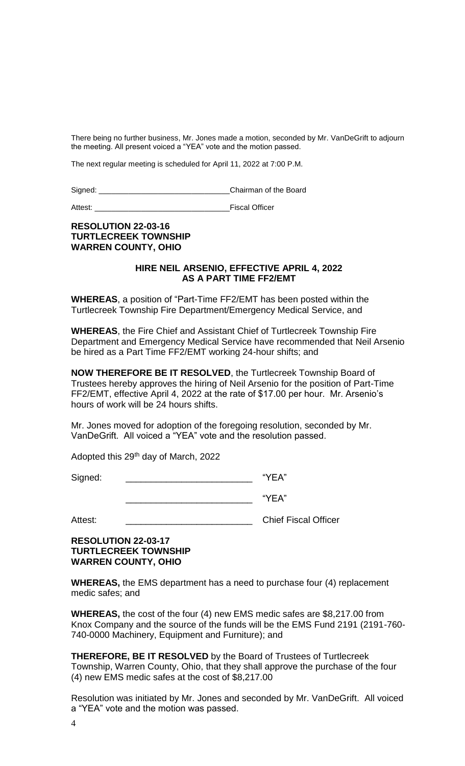There being no further business, Mr. Jones made a motion, seconded by Mr. VanDeGrift to adjourn the meeting. All present voiced a "YEA" vote and the motion passed.

The next regular meeting is scheduled for April 11, 2022 at 7:00 P.M.

Signed: ______________________________ Chairman of the Board

Attest: ______________________________ Fiscal Officer

**RESOLUTION 22-03-16**
**TURTLECREEK TOWNSHIP**
**WARREN COUNTY, OHIO**

**HIRE NEIL ARSENIO, EFFECTIVE APRIL 4, 2022**
**AS A PART TIME FF2/EMT**

**WHEREAS**, a position of "Part-Time FF2/EMT has been posted within the Turtlecreek Township Fire Department/Emergency Medical Service, and

**WHEREAS**, the Fire Chief and Assistant Chief of Turtlecreek Township Fire Department and Emergency Medical Service have recommended that Neil Arsenio be hired as a Part Time FF2/EMT working 24-hour shifts; and

**NOW THEREFORE BE IT RESOLVED**, the Turtlecreek Township Board of Trustees hereby approves the hiring of Neil Arsenio for the position of Part-Time FF2/EMT, effective April 4, 2022 at the rate of $17.00 per hour. Mr. Arsenio's hours of work will be 24 hours shifts.

Mr. Jones moved for adoption of the foregoing resolution, seconded by Mr. VanDeGrift. All voiced a "YEA" vote and the resolution passed.

Adopted this 29th day of March, 2022

Signed: ________________________ "YEA"

________________________ "YEA"

Attest: ________________________ Chief Fiscal Officer

**RESOLUTION 22-03-17**
**TURTLECREEK TOWNSHIP**
**WARREN COUNTY, OHIO**

**WHEREAS,** the EMS department has a need to purchase four (4) replacement medic safes; and

**WHEREAS,** the cost of the four (4) new EMS medic safes are $8,217.00 from Knox Company and the source of the funds will be the EMS Fund 2191 (2191-760-740-0000 Machinery, Equipment and Furniture); and

**THEREFORE, BE IT RESOLVED** by the Board of Trustees of Turtlecreek Township, Warren County, Ohio, that they shall approve the purchase of the four (4) new EMS medic safes at the cost of $8,217.00

Resolution was initiated by Mr. Jones and seconded by Mr. VanDeGrift. All voiced a "YEA" vote and the motion was passed.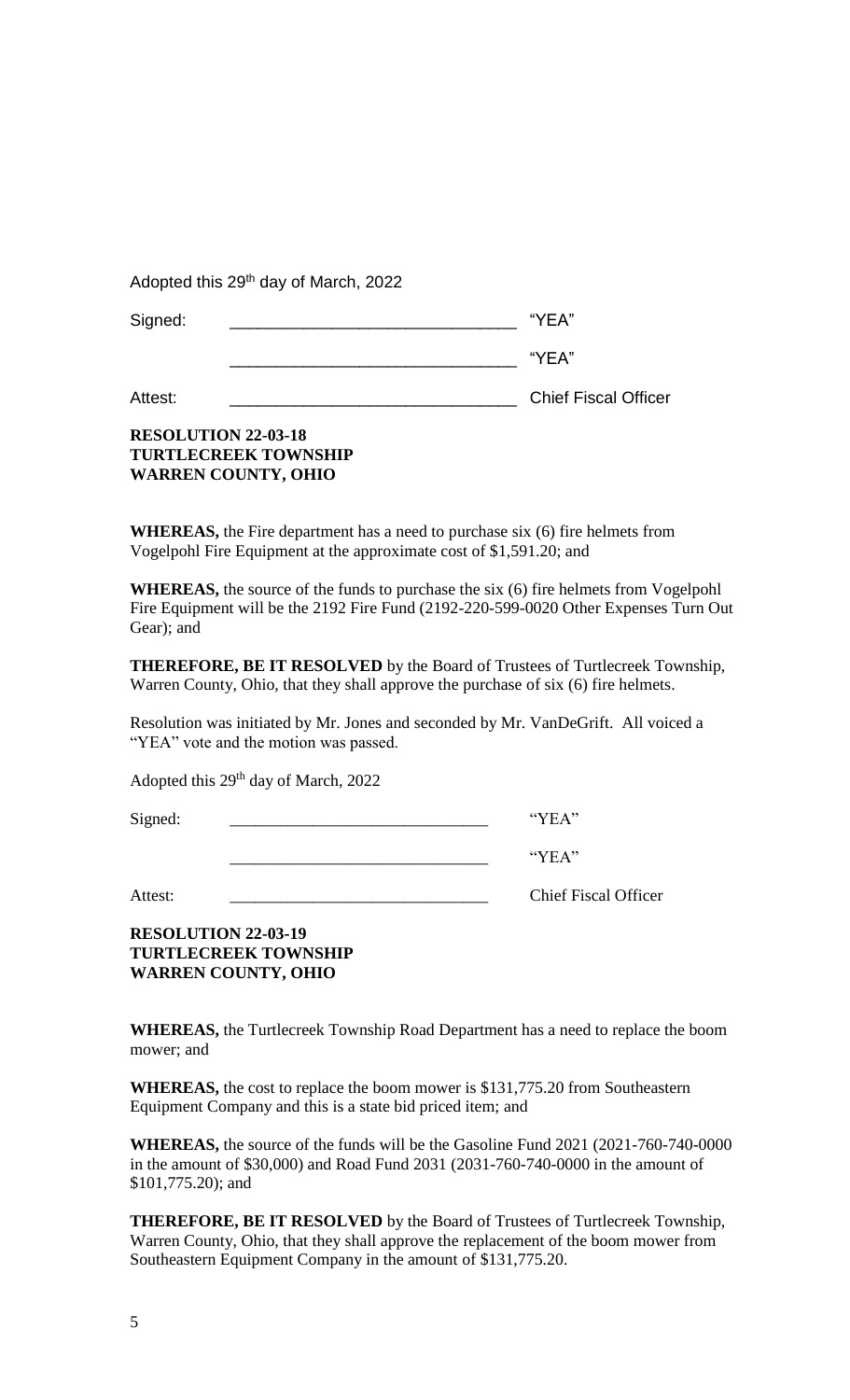Adopted this 29th day of March, 2022

Signed: ______________________________ "YEA"

______________________________ "YEA"

Attest: ______________________________ Chief Fiscal Officer

**RESOLUTION 22-03-18**
**TURTLECREEK TOWNSHIP**
**WARREN COUNTY, OHIO**

**WHEREAS,** the Fire department has a need to purchase six (6) fire helmets from Vogelpohl Fire Equipment at the approximate cost of $1,591.20; and

**WHEREAS,** the source of the funds to purchase the six (6) fire helmets from Vogelpohl Fire Equipment will be the 2192 Fire Fund (2192-220-599-0020 Other Expenses Turn Out Gear); and

**THEREFORE, BE IT RESOLVED** by the Board of Trustees of Turtlecreek Township, Warren County, Ohio, that they shall approve the purchase of six (6) fire helmets.

Resolution was initiated by Mr. Jones and seconded by Mr. VanDeGrift. All voiced a "YEA" vote and the motion was passed.

Adopted this 29th day of March, 2022

Signed: ______________________________ "YEA"

______________________________ "YEA"

Attest: ______________________________ Chief Fiscal Officer

**RESOLUTION 22-03-19**
**TURTLECREEK TOWNSHIP**
**WARREN COUNTY, OHIO**

**WHEREAS,** the Turtlecreek Township Road Department has a need to replace the boom mower; and

**WHEREAS,** the cost to replace the boom mower is $131,775.20 from Southeastern Equipment Company and this is a state bid priced item; and

**WHEREAS,** the source of the funds will be the Gasoline Fund 2021 (2021-760-740-0000 in the amount of $30,000) and Road Fund 2031 (2031-760-740-0000 in the amount of $101,775.20); and

**THEREFORE, BE IT RESOLVED** by the Board of Trustees of Turtlecreek Township, Warren County, Ohio, that they shall approve the replacement of the boom mower from Southeastern Equipment Company in the amount of $131,775.20.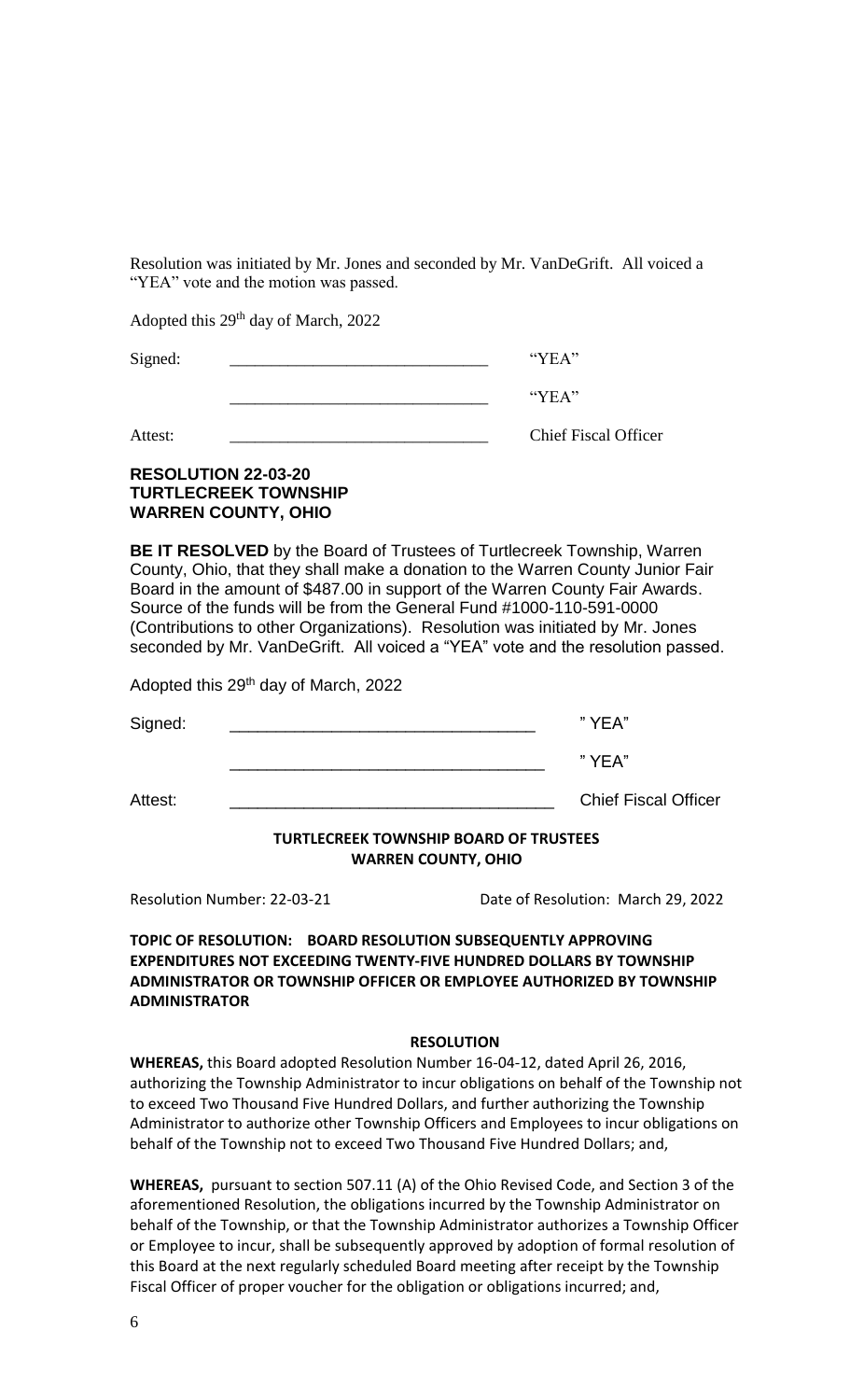Resolution was initiated by Mr. Jones and seconded by Mr. VanDeGrift. All voiced a "YEA" vote and the motion was passed.

Adopted this 29th day of March, 2022

Signed: ______________________________ "YEA"

______________________________ "YEA"

Attest: ______________________________ Chief Fiscal Officer

**RESOLUTION 22-03-20**
**TURTLECREEK TOWNSHIP**
**WARREN COUNTY, OHIO**

**BE IT RESOLVED** by the Board of Trustees of Turtlecreek Township, Warren County, Ohio, that they shall make a donation to the Warren County Junior Fair Board in the amount of $487.00 in support of the Warren County Fair Awards. Source of the funds will be from the General Fund #1000-110-591-0000 (Contributions to other Organizations). Resolution was initiated by Mr. Jones seconded by Mr. VanDeGrift. All voiced a "YEA" vote and the resolution passed.

Adopted this 29th day of March, 2022

Signed: ________________________________ " YEA"

________________________________ " YEA"

Attest: __________________________________ Chief Fiscal Officer

**TURTLECREEK TOWNSHIP BOARD OF TRUSTEES**
**WARREN COUNTY, OHIO**

Resolution Number: 22-03-21 Date of Resolution: March 29, 2022

**TOPIC OF RESOLUTION: BOARD RESOLUTION SUBSEQUENTLY APPROVING EXPENDITURES NOT EXCEEDING TWENTY-FIVE HUNDRED DOLLARS BY TOWNSHIP ADMINISTRATOR OR TOWNSHIP OFFICER OR EMPLOYEE AUTHORIZED BY TOWNSHIP ADMINISTRATOR**

**RESOLUTION**

**WHEREAS,** this Board adopted Resolution Number 16-04-12, dated April 26, 2016, authorizing the Township Administrator to incur obligations on behalf of the Township not to exceed Two Thousand Five Hundred Dollars, and further authorizing the Township Administrator to authorize other Township Officers and Employees to incur obligations on behalf of the Township not to exceed Two Thousand Five Hundred Dollars; and,

**WHEREAS,** pursuant to section 507.11 (A) of the Ohio Revised Code, and Section 3 of the aforementioned Resolution, the obligations incurred by the Township Administrator on behalf of the Township, or that the Township Administrator authorizes a Township Officer or Employee to incur, shall be subsequently approved by adoption of formal resolution of this Board at the next regularly scheduled Board meeting after receipt by the Township Fiscal Officer of proper voucher for the obligation or obligations incurred; and,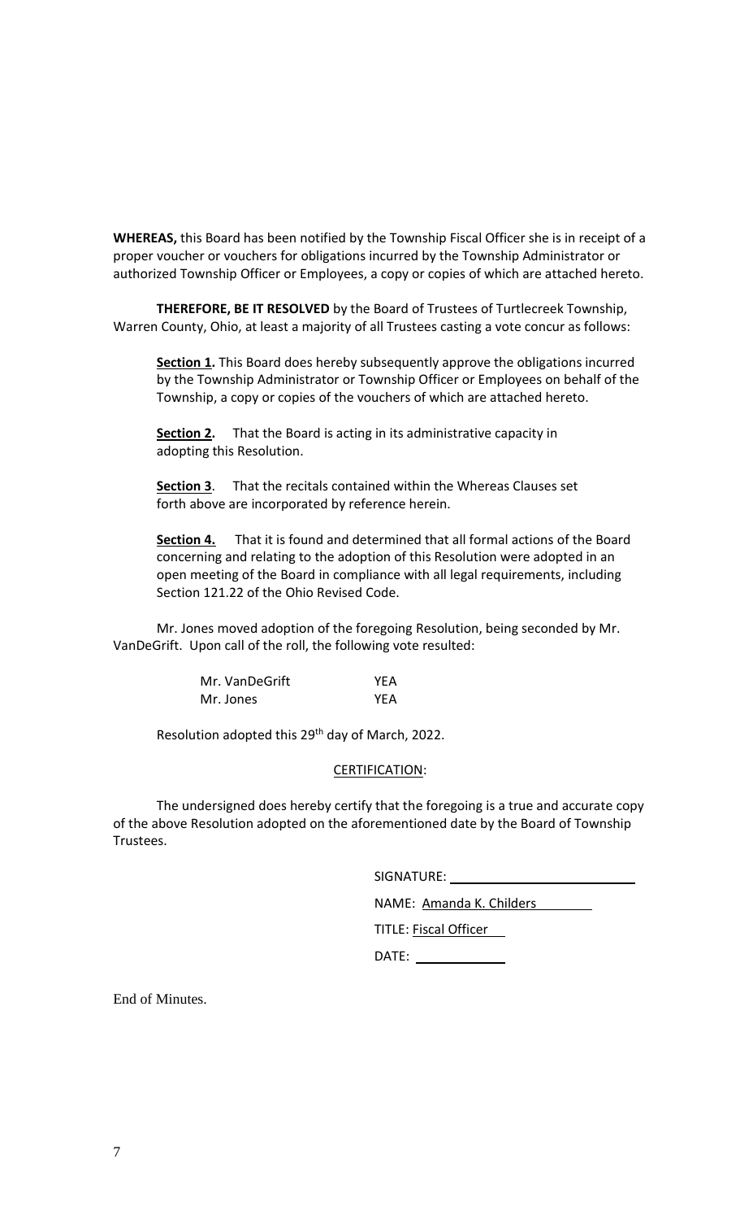**WHEREAS,** this Board has been notified by the Township Fiscal Officer she is in receipt of a proper voucher or vouchers for obligations incurred by the Township Administrator or authorized Township Officer or Employees, a copy or copies of which are attached hereto.

**THEREFORE, BE IT RESOLVED** by the Board of Trustees of Turtlecreek Township, Warren County, Ohio, at least a majority of all Trustees casting a vote concur as follows:

**Section 1.** This Board does hereby subsequently approve the obligations incurred by the Township Administrator or Township Officer or Employees on behalf of the Township, a copy or copies of the vouchers of which are attached hereto.

**Section 2.** That the Board is acting in its administrative capacity in adopting this Resolution.

**Section 3**. That the recitals contained within the Whereas Clauses set forth above are incorporated by reference herein.

**Section 4.** That it is found and determined that all formal actions of the Board concerning and relating to the adoption of this Resolution were adopted in an open meeting of the Board in compliance with all legal requirements, including Section 121.22 of the Ohio Revised Code.

Mr. Jones moved adoption of the foregoing Resolution, being seconded by Mr. VanDeGrift. Upon call of the roll, the following vote resulted:

| | |
|---|---|
| Mr. VanDeGrift | YEA |
| Mr. Jones | YEA |

Resolution adopted this 29th day of March, 2022.

CERTIFICATION:

The undersigned does hereby certify that the foregoing is a true and accurate copy of the above Resolution adopted on the aforementioned date by the Board of Township Trustees.

SIGNATURE: ____________________

NAME: Amanda K. Childers

TITLE: Fiscal Officer

DATE: ____________

End of Minutes.